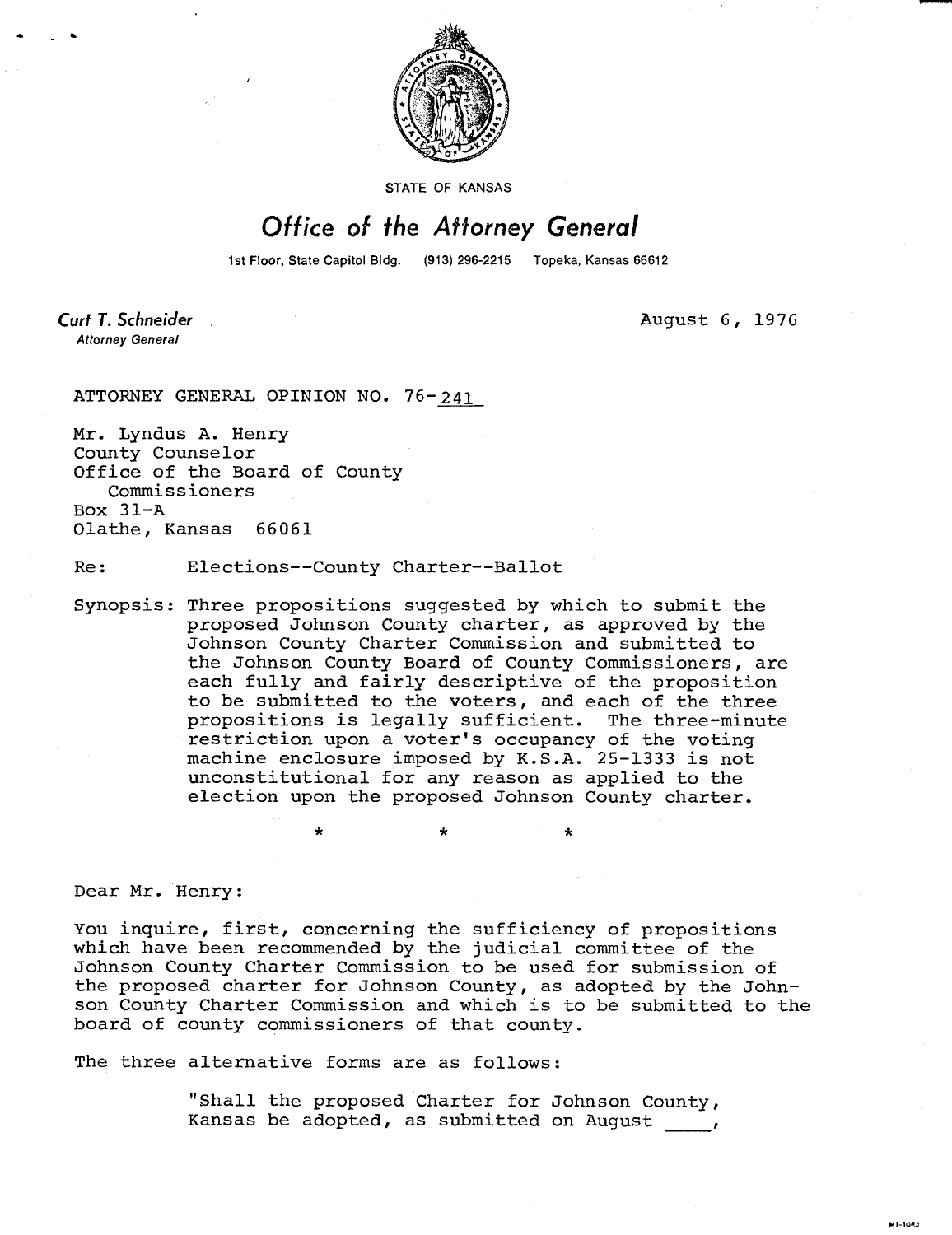STATE OF KANSAS

# Office of the Attorney General

1st Floor, State Capitol Bldg. (913) 296-2215 Topeka, Kansas 66612

**Curt T. Schneider**
*Attorney General*

August 6, 1976

ATTORNEY GENERAL OPINION NO. 76-241

Mr. Lyndus A. Henry
County Counselor
Office of the Board of County Commissioners
Box 31-A
Olathe, Kansas 66061

Re: Elections--County Charter--Ballot

Synopsis: Three propositions suggested by which to submit the proposed Johnson County charter, as approved by the Johnson County Charter Commission and submitted to the Johnson County Board of County Commissioners, are each fully and fairly descriptive of the proposition to be submitted to the voters, and each of the three propositions is legally sufficient. The three-minute restriction upon a voter's occupancy of the voting machine enclosure imposed by K.S.A. 25-1333 is not unconstitutional for any reason as applied to the election upon the proposed Johnson County charter.

\*    \*    \*

Dear Mr. Henry:

You inquire, first, concerning the sufficiency of propositions which have been recommended by the judicial committee of the Johnson County Charter Commission to be used for submission of the proposed charter for Johnson County, as adopted by the Johnson County Charter Commission and which is to be submitted to the board of county commissioners of that county.

The three alternative forms are as follows:

> "Shall the proposed Charter for Johnson County, Kansas be adopted, as submitted on August ____,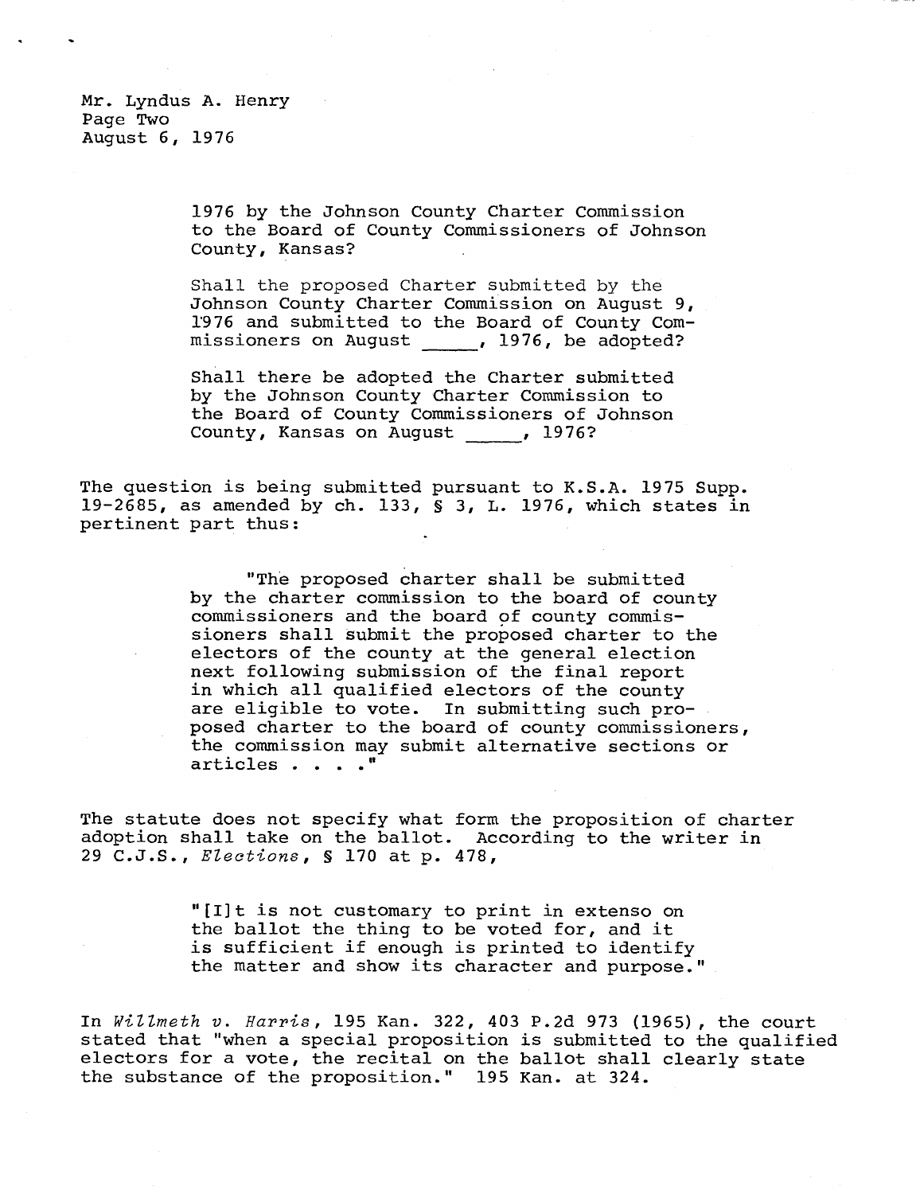1976 by the Johnson County Charter Commission to the Board of County Commissioners of Johnson County, Kansas?

> Shall the proposed Charter submitted by the Johnson County Charter Commission on August 9, 1976 and submitted to the Board of County Commissioners on August _____, 1976, be adopted?
>
> Shall there be adopted the Charter submitted by the Johnson County Charter Commission to the Board of County Commissioners of Johnson County, Kansas on August _____, 1976?

The question is being submitted pursuant to K.S.A. 1975 Supp. 19-2685, as amended by ch. 133, § 3, L. 1976, which states in pertinent part thus:

> "The proposed charter shall be submitted by the charter commission to the board of county commissioners and the board of county commissioners shall submit the proposed charter to the electors of the county at the general election next following submission of the final report in which all qualified electors of the county are eligible to vote. In submitting such proposed charter to the board of county commissioners, the commission may submit alternative sections or articles . . . ."

The statute does not specify what form the proposition of charter adoption shall take on the ballot. According to the writer in 29 C.J.S., *Elections*, § 170 at p. 478,

> "[I]t is not customary to print in extenso on the ballot the thing to be voted for, and it is sufficient if enough is printed to identify the matter and show its character and purpose."

In *Willmeth v. Harris*, 195 Kan. 322, 403 P.2d 973 (1965), the court stated that "when a special proposition is submitted to the qualified electors for a vote, the recital on the ballot shall clearly state the substance of the proposition." 195 Kan. at 324.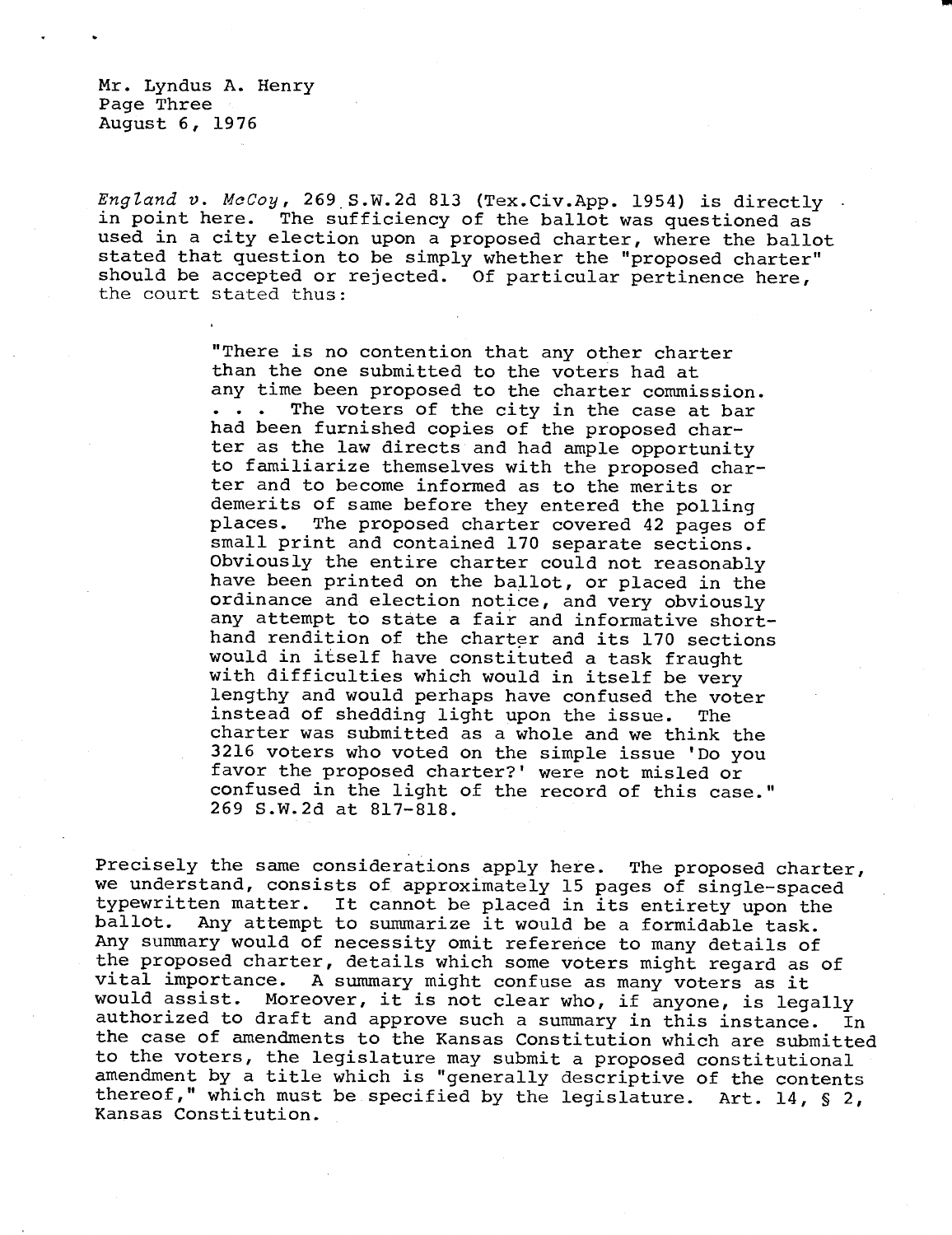*England v. McCoy*, 269 S.W.2d 813 (Tex.Civ.App. 1954) is directly in point here. The sufficiency of the ballot was questioned as used in a city election upon a proposed charter, where the ballot stated that question to be simply whether the "proposed charter" should be accepted or rejected. Of particular pertinence here, the court stated thus:

> "There is no contention that any other charter than the one submitted to the voters had at any time been proposed to the charter commission. . . . The voters of the city in the case at bar had been furnished copies of the proposed charter as the law directs and had ample opportunity to familiarize themselves with the proposed charter and to become informed as to the merits or demerits of same before they entered the polling places. The proposed charter covered 42 pages of small print and contained 170 separate sections. Obviously the entire charter could not reasonably have been printed on the ballot, or placed in the ordinance and election notice, and very obviously any attempt to state a fair and informative shorthand rendition of the charter and its 170 sections would in itself have constituted a task fraught with difficulties which would in itself be very lengthy and would perhaps have confused the voter instead of shedding light upon the issue. The charter was submitted as a whole and we think the 3216 voters who voted on the simple issue 'Do you favor the proposed charter?' were not misled or confused in the light of the record of this case." 269 S.W.2d at 817-818.

Precisely the same considerations apply here. The proposed charter, we understand, consists of approximately 15 pages of single-spaced typewritten matter. It cannot be placed in its entirety upon the ballot. Any attempt to summarize it would be a formidable task. Any summary would of necessity omit reference to many details of the proposed charter, details which some voters might regard as of vital importance. A summary might confuse as many voters as it would assist. Moreover, it is not clear who, if anyone, is legally authorized to draft and approve such a summary in this instance. In the case of amendments to the Kansas Constitution which are submitted to the voters, the legislature may submit a proposed constitutional amendment by a title which is "generally descriptive of the contents thereof," which must be specified by the legislature. Art. 14, § 2, Kansas Constitution.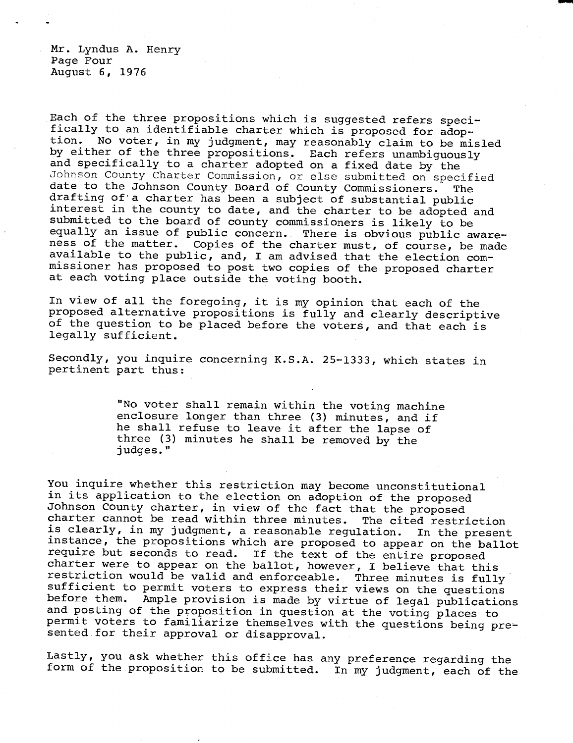Mr. Lyndus A. Henry
Page Four
August 6, 1976

Each of the three propositions which is suggested refers specifically to an identifiable charter which is proposed for adoption. No voter, in my judgment, may reasonably claim to be misled by either of the three propositions. Each refers unambiguously and specifically to a charter adopted on a fixed date by the Johnson County Charter Commission, or else submitted on specified date to the Johnson County Board of County Commissioners. The drafting of a charter has been a subject of substantial public interest in the county to date, and the charter to be adopted and submitted to the board of county commissioners is likely to be equally an issue of public concern. There is obvious public awareness of the matter. Copies of the charter must, of course, be made available to the public, and, I am advised that the election commissioner has proposed to post two copies of the proposed charter at each voting place outside the voting booth.

In view of all the foregoing, it is my opinion that each of the proposed alternative propositions is fully and clearly descriptive of the question to be placed before the voters, and that each is legally sufficient.

Secondly, you inquire concerning K.S.A. 25-1333, which states in pertinent part thus:

> "No voter shall remain within the voting machine enclosure longer than three (3) minutes, and if he shall refuse to leave it after the lapse of three (3) minutes he shall be removed by the judges."

You inquire whether this restriction may become unconstitutional in its application to the election on adoption of the proposed Johnson County charter, in view of the fact that the proposed charter cannot be read within three minutes. The cited restriction is clearly, in my judgment, a reasonable regulation. In the present instance, the propositions which are proposed to appear on the ballot require but seconds to read. If the text of the entire proposed charter were to appear on the ballot, however, I believe that this restriction would be valid and enforceable. Three minutes is fully sufficient to permit voters to express their views on the questions before them. Ample provision is made by virtue of legal publications and posting of the proposition in question at the voting places to permit voters to familiarize themselves with the questions being presented for their approval or disapproval.

Lastly, you ask whether this office has any preference regarding the form of the proposition to be submitted. In my judgment, each of the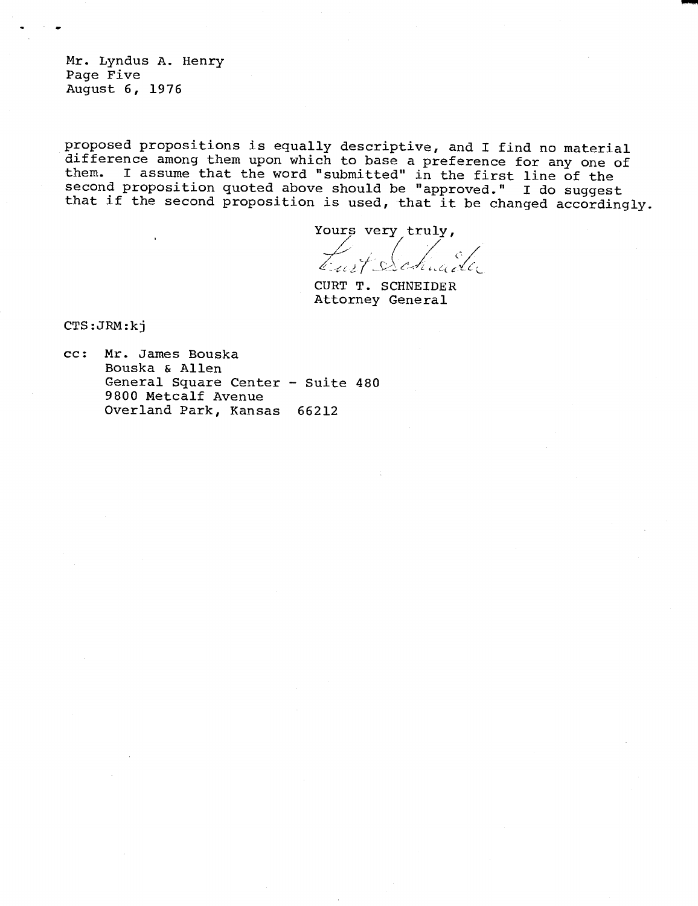proposed propositions is equally descriptive, and I find no material difference among them upon which to base a preference for any one of them. I assume that the word "submitted" in the first line of the second proposition quoted above should be "approved." I do suggest that if the second proposition is used, that it be changed accordingly.

Yours very truly,

CURT T. SCHNEIDER
Attorney General

CTS:JRM:kj

cc: Mr. James Bouska
Bouska & Allen
General Square Center - Suite 480
9800 Metcalf Avenue
Overland Park, Kansas 66212